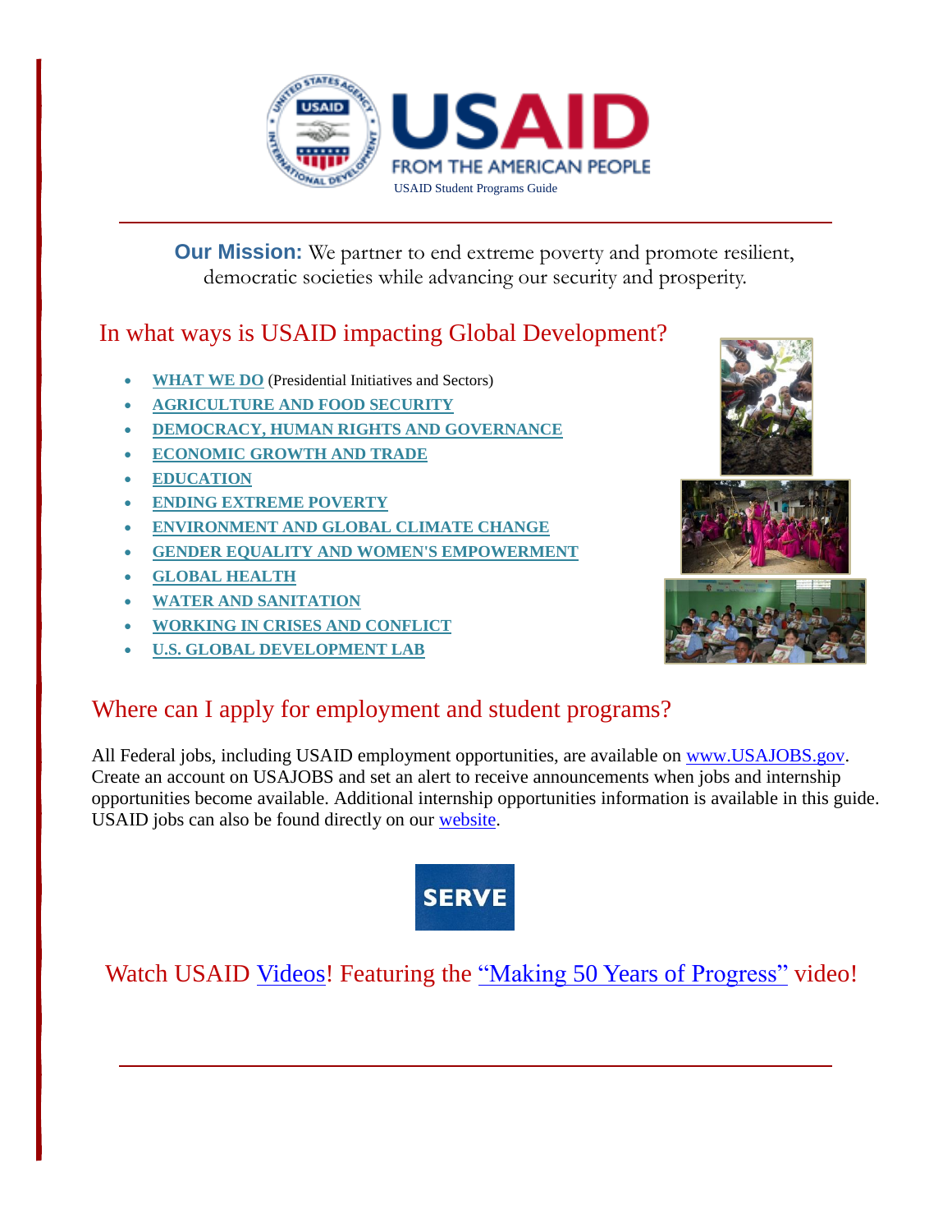USAID Student Programs Guide

**Our Mission:** We partner to end extreme poverty and promote resilient, democratic societies while advancing our security and prosperity.

## In what ways is USAID impacting Global Development?

- **WHAT WE DO** (Presidential Initiatives and Sectors)
- **AGRICULTURE AND FOOD SECURITY**
- **DEMOCRACY, HUMAN RIGHTS AND GOVERNANCE**
- **ECONOMIC GROWTH AND TRADE**
- **EDUCATION**
- **ENDING EXTREME POVERTY**
- **ENVIRONMENT AND GLOBAL CLIMATE CHANGE**
- **GENDER EQUALITY AND WOMEN'S EMPOWERMENT**
- **GLOBAL HEALTH**
- **WATER AND SANITATION**
- **WORKING IN CRISES AND CONFLICT**
- **U.S. GLOBAL DEVELOPMENT LAB**

## Where can I apply for employment and student programs?

All Federal jobs, including USAID employment opportunities, are available on www.USAJOBS.gov. Create an account on USAJOBS and set an alert to receive announcements when jobs and internship opportunities become available. Additional internship opportunities information is available in this guide. USAID jobs can also be found directly on our website.

SERVE

Watch USAID Videos! Featuring the "Making 50 Years of Progress" video!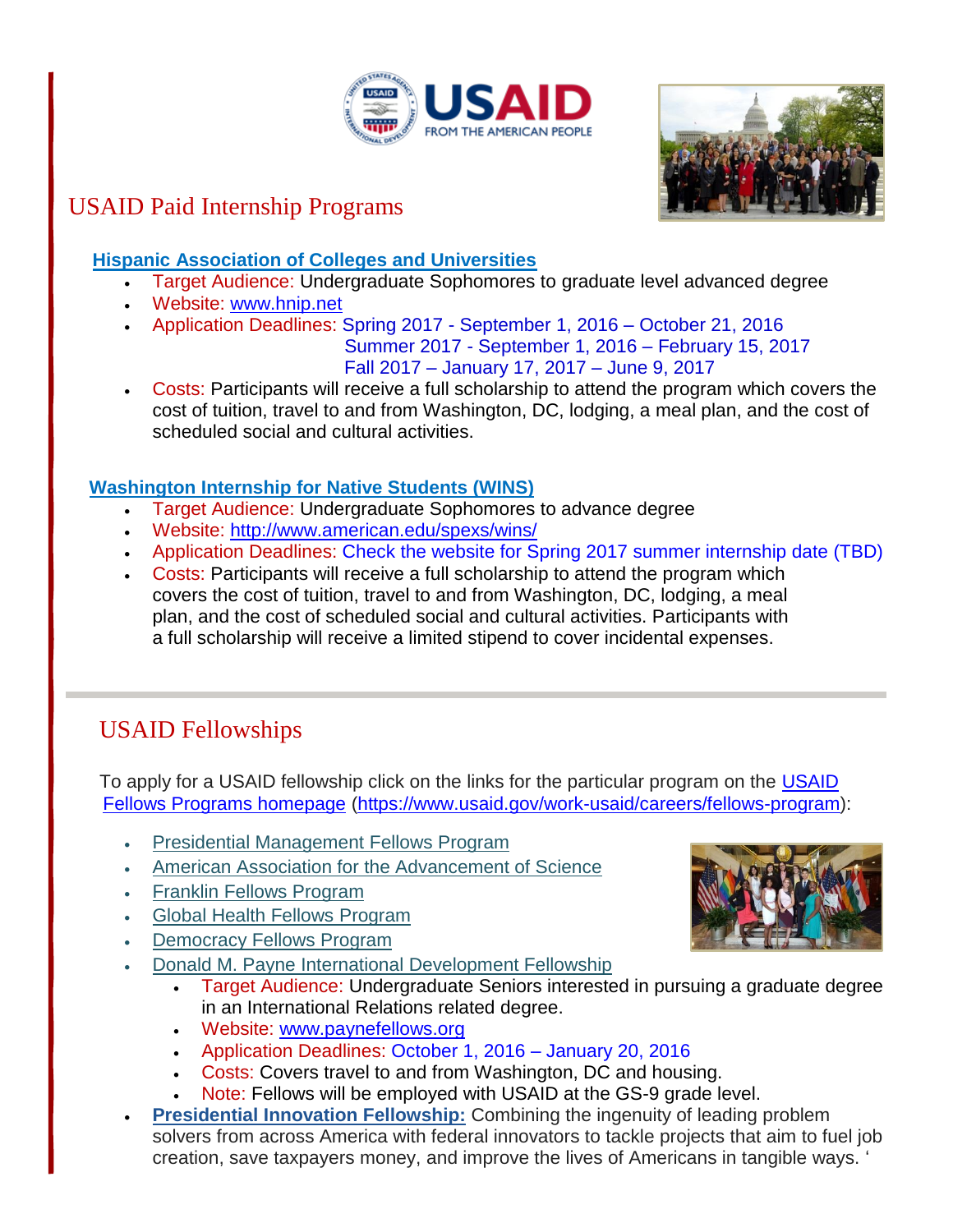USAID
FROM THE AMERICAN PEOPLE

## USAID Paid Internship Programs

### [Hispanic Association of Colleges and Universities]

- Target Audience: Undergraduate Sophomores to graduate level advanced degree
- Website: [www.hnip.net]
- Application Deadlines: Spring 2017 - September 1, 2016 – October 21, 2016
  Summer 2017 - September 1, 2016 – February 15, 2017
  Fall 2017 – January 17, 2017 – June 9, 2017
- Costs: Participants will receive a full scholarship to attend the program which covers the cost of tuition, travel to and from Washington, DC, lodging, a meal plan, and the cost of scheduled social and cultural activities.

### [Washington Internship for Native Students (WINS)]

- Target Audience: Undergraduate Sophomores to advance degree
- Website: [http://www.american.edu/spexs/wins/]
- Application Deadlines: Check the website for Spring 2017 summer internship date (TBD)
- Costs: Participants will receive a full scholarship to attend the program which covers the cost of tuition, travel to and from Washington, DC, lodging, a meal plan, and the cost of scheduled social and cultural activities. Participants with a full scholarship will receive a limited stipend to cover incidental expenses.

---

## USAID Fellowships

To apply for a USAID fellowship click on the links for the particular program on the [USAID Fellows Programs homepage] (https://www.usaid.gov/work-usaid/careers/fellows-program):

- Presidential Management Fellows Program
- American Association for the Advancement of Science
- Franklin Fellows Program
- Global Health Fellows Program
- Democracy Fellows Program
- Donald M. Payne International Development Fellowship
  - Target Audience: Undergraduate Seniors interested in pursuing a graduate degree in an International Relations related degree.
  - Website: [www.paynefellows.org]
  - Application Deadlines: October 1, 2016 – January 20, 2016
  - Costs: Covers travel to and from Washington, DC and housing.
  - Note: Fellows will be employed with USAID at the GS-9 grade level.
- **Presidential Innovation Fellowship:** Combining the ingenuity of leading problem solvers from across America with federal innovators to tackle projects that aim to fuel job creation, save taxpayers money, and improve the lives of Americans in tangible ways. '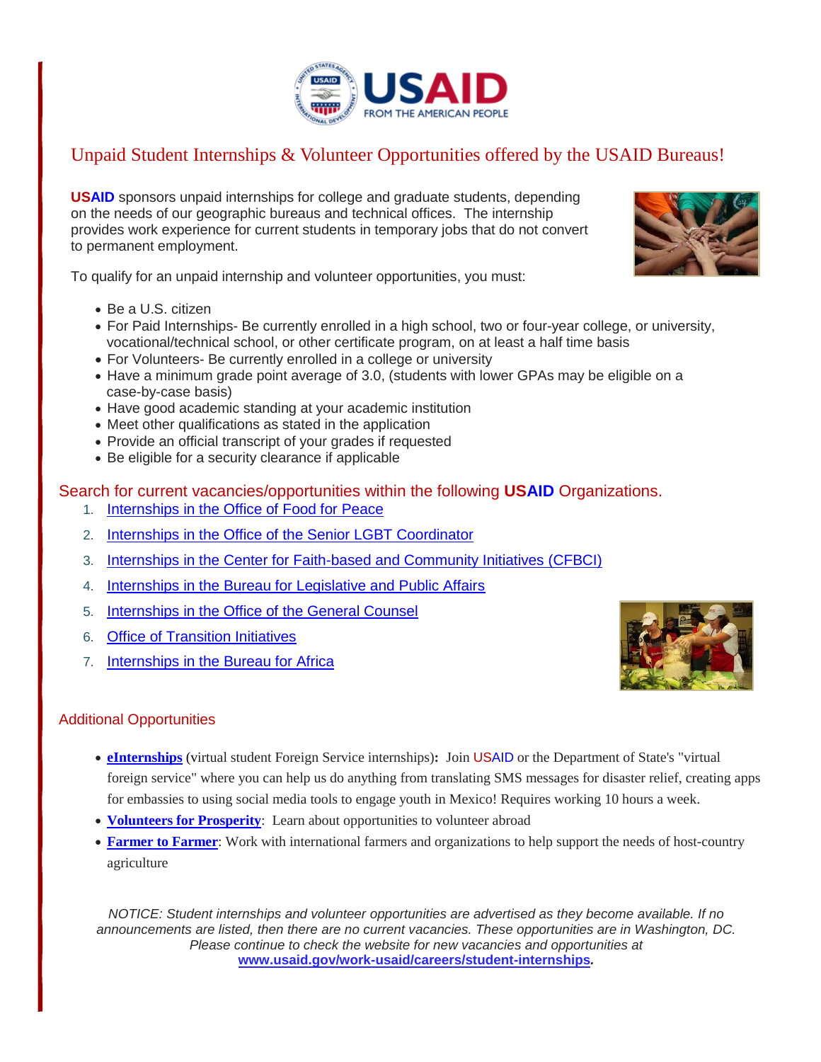# Unpaid Student Internships & Volunteer Opportunities offered by the USAID Bureaus!

**USAID** sponsors unpaid internships for college and graduate students, depending on the needs of our geographic bureaus and technical offices. The internship provides work experience for current students in temporary jobs that do not convert to permanent employment.

To qualify for an unpaid internship and volunteer opportunities, you must:

- Be a U.S. citizen
- For Paid Internships- Be currently enrolled in a high school, two or four-year college, or university, vocational/technical school, or other certificate program, on at least a half time basis
- For Volunteers- Be currently enrolled in a college or university
- Have a minimum grade point average of 3.0, (students with lower GPAs may be eligible on a case-by-case basis)
- Have good academic standing at your academic institution
- Meet other qualifications as stated in the application
- Provide an official transcript of your grades if requested
- Be eligible for a security clearance if applicable

## Search for current vacancies/opportunities within the following **USAID** Organizations.

1. Internships in the Office of Food for Peace
2. Internships in the Office of the Senior LGBT Coordinator
3. Internships in the Center for Faith-based and Community Initiatives (CFBCI)
4. Internships in the Bureau for Legislative and Public Affairs
5. Internships in the Office of the General Counsel
6. Office of Transition Initiatives
7. Internships in the Bureau for Africa

## Additional Opportunities

- **eInternships** (virtual student Foreign Service internships)**:** Join USAID or the Department of State's "virtual foreign service" where you can help us do anything from translating SMS messages for disaster relief, creating apps for embassies to using social media tools to engage youth in Mexico! Requires working 10 hours a week.
- **Volunteers for Prosperity**: Learn about opportunities to volunteer abroad
- **Farmer to Farmer**: Work with international farmers and organizations to help support the needs of host-country agriculture

*NOTICE: Student internships and volunteer opportunities are advertised as they become available. If no announcements are listed, then there are no current vacancies. These opportunities are in Washington, DC. Please continue to check the website for new vacancies and opportunities at* ***www.usaid.gov/work-usaid/careers/student-internships.***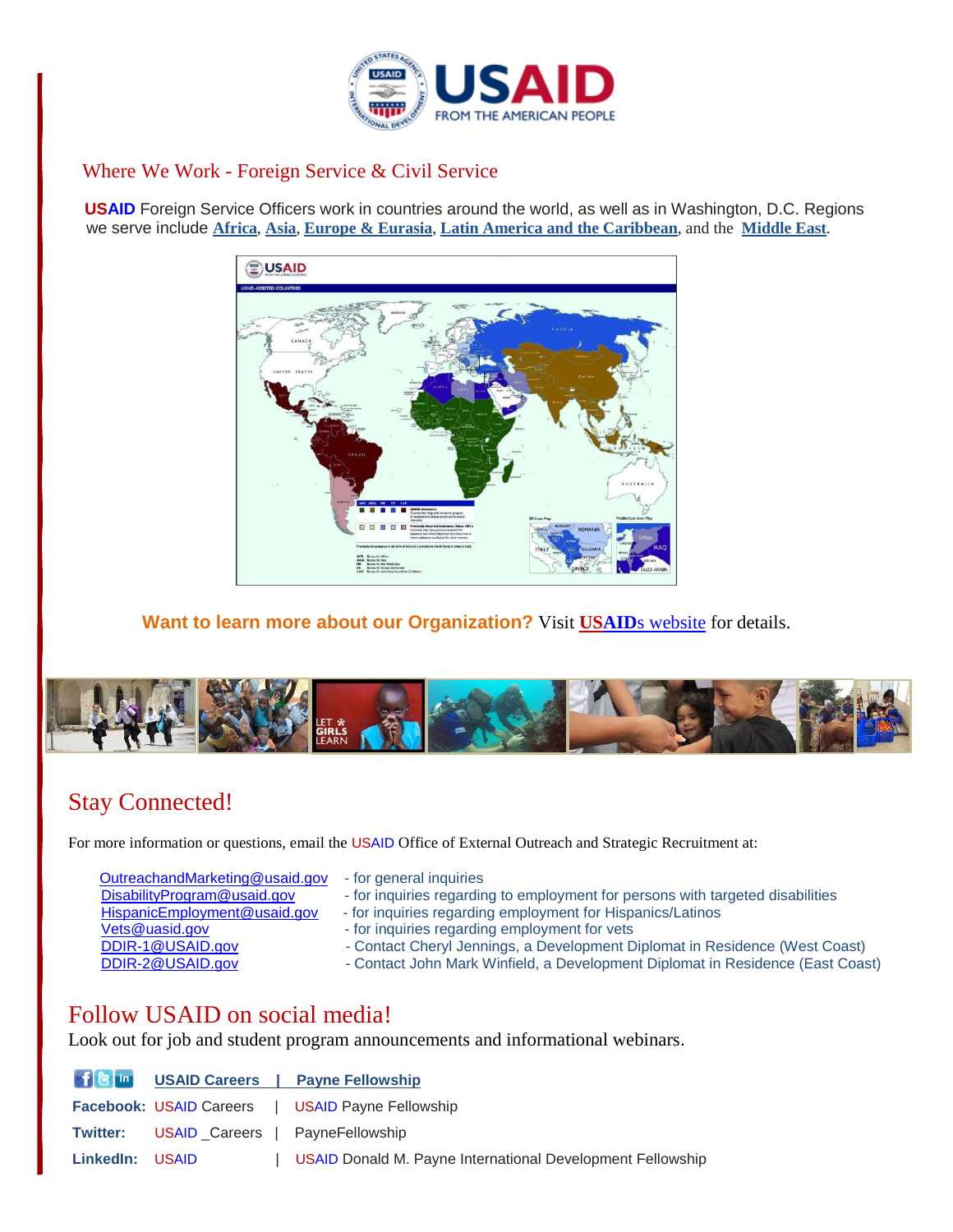## Where We Work - Foreign Service & Civil Service

**USAID** Foreign Service Officers work in countries around the world, as well as in Washington, D.C. Regions we serve include **Africa**, **Asia**, **Europe & Eurasia**, **Latin America and the Caribbean**, and the **Middle East**.

**Want to learn more about our Organization?** Visit **USAIDs website** for details.

## Stay Connected!

For more information or questions, email the USAID Office of External Outreach and Strategic Recruitment at:

| | |
|---|---|
| OutreachandMarketing@usaid.gov | - for general inquiries |
| DisabilityProgram@usaid.gov | - for inquiries regarding to employment for persons with targeted disabilities |
| HispanicEmployment@usaid.gov | - for inquiries regarding employment for Hispanics/Latinos |
| Vets@uasid.gov | - for inquiries regarding employment for vets |
| DDIR-1@USAID.gov | - Contact Cheryl Jennings, a Development Diplomat in Residence (West Coast) |
| DDIR-2@USAID.gov | - Contact John Mark Winfield, a Development Diplomat in Residence (East Coast) |

## Follow USAID on social media!

Look out for job and student program announcements and informational webinars.

| | USAID Careers | Payne Fellowship |
|---|---|---|
| **Facebook:** | USAID Careers | USAID Payne Fellowship |
| **Twitter:** | USAID _Careers | PayneFellowship |
| **LinkedIn:** | USAID | USAID Donald M. Payne International Development Fellowship |